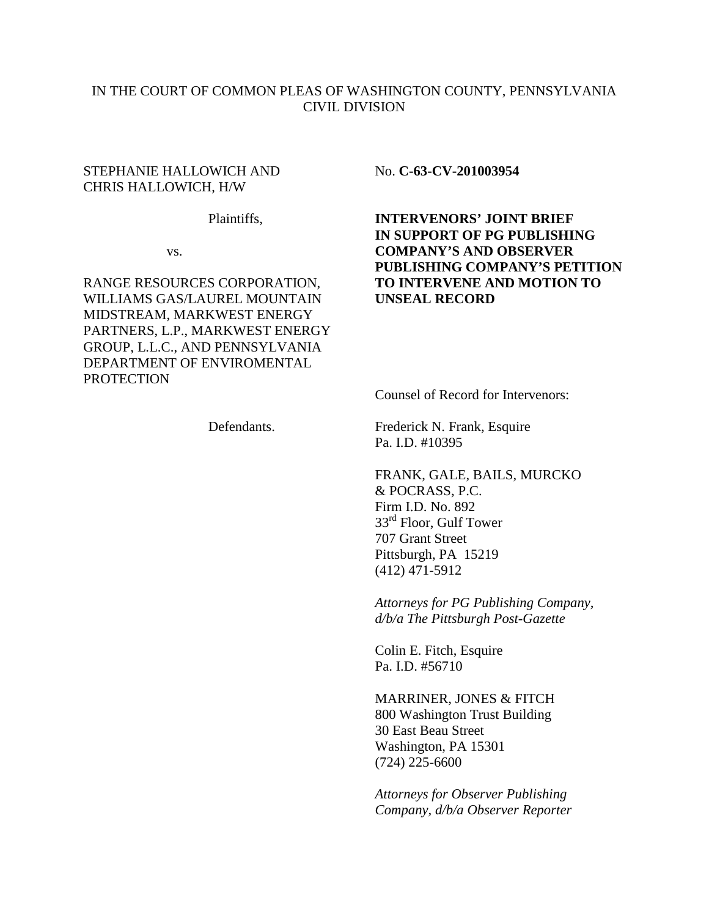IN THE COURT OF COMMON PLEAS OF WASHINGTON COUNTY, PENNSYLVANIA
CIVIL DIVISION

STEPHANIE HALLOWICH AND CHRIS HALLOWICH, H/W

Plaintiffs,

vs.

RANGE RESOURCES CORPORATION, WILLIAMS GAS/LAUREL MOUNTAIN MIDSTREAM, MARKWEST ENERGY PARTNERS, L.P., MARKWEST ENERGY GROUP, L.L.C., AND PENNSYLVANIA DEPARTMENT OF ENVIROMENTAL PROTECTION

Defendants.

No. **C-63-CV-201003954**

**INTERVENORS' JOINT BRIEF IN SUPPORT OF PG PUBLISHING COMPANY'S AND OBSERVER PUBLISHING COMPANY'S PETITION TO INTERVENE AND MOTION TO UNSEAL RECORD**

Counsel of Record for Intervenors:

Frederick N. Frank, Esquire
Pa. I.D. #10395

FRANK, GALE, BAILS, MURCKO & POCRASS, P.C.
Firm I.D. No. 892
33rd Floor, Gulf Tower
707 Grant Street
Pittsburgh, PA 15219
(412) 471-5912

*Attorneys for PG Publishing Company, d/b/a The Pittsburgh Post-Gazette*

Colin E. Fitch, Esquire
Pa. I.D. #56710

MARRINER, JONES & FITCH
800 Washington Trust Building
30 East Beau Street
Washington, PA 15301
(724) 225-6600

*Attorneys for Observer Publishing Company, d/b/a Observer Reporter*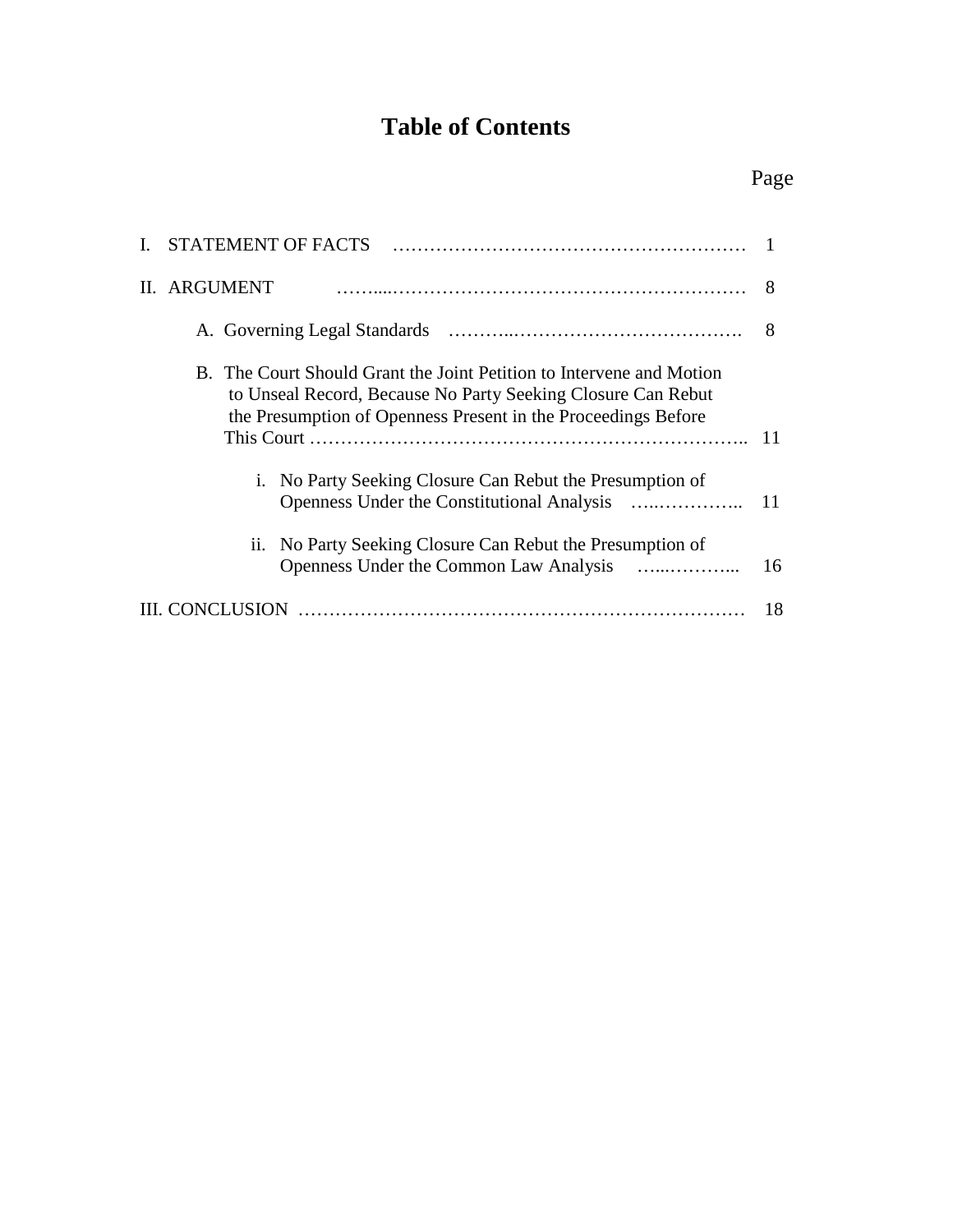# Table of Contents

| | Page |
|---|---|
| I. STATEMENT OF FACTS | 1 |
| II. ARGUMENT | 8 |
| A. Governing Legal Standards | 8 |
| B. The Court Should Grant the Joint Petition to Intervene and Motion to Unseal Record, Because No Party Seeking Closure Can Rebut the Presumption of Openness Present in the Proceedings Before This Court | 11 |
| i. No Party Seeking Closure Can Rebut the Presumption of Openness Under the Constitutional Analysis | 11 |
| ii. No Party Seeking Closure Can Rebut the Presumption of Openness Under the Common Law Analysis | 16 |
| III. CONCLUSION | 18 |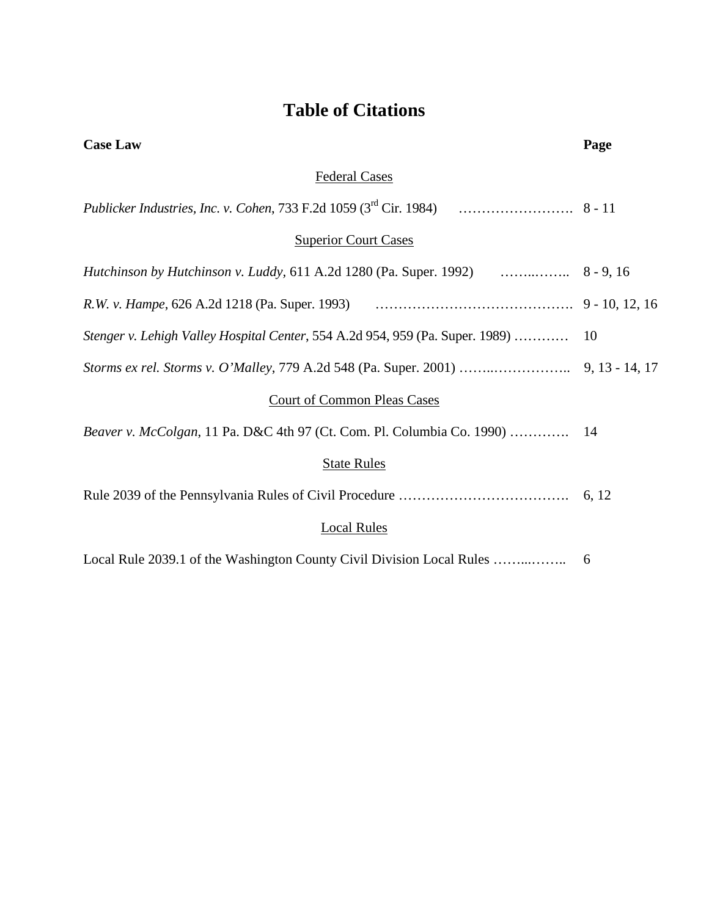# Table of Citations

| **Case Law** | **Page** |
|---|---|
| <u>Federal Cases</u> | |
| *Publicker Industries, Inc. v. Cohen*, 733 F.2d 1059 (3rd Cir. 1984) | 8 - 11 |
| <u>Superior Court Cases</u> | |
| *Hutchinson by Hutchinson v. Luddy*, 611 A.2d 1280 (Pa. Super. 1992) | 8 - 9, 16 |
| *R.W. v. Hampe*, 626 A.2d 1218 (Pa. Super. 1993) | 9 - 10, 12, 16 |
| *Stenger v. Lehigh Valley Hospital Center*, 554 A.2d 954, 959 (Pa. Super. 1989) | 10 |
| *Storms ex rel. Storms v. O'Malley*, 779 A.2d 548 (Pa. Super. 2001) | 9, 13 - 14, 17 |
| <u>Court of Common Pleas Cases</u> | |
| *Beaver v. McColgan*, 11 Pa. D&C 4th 97 (Ct. Com. Pl. Columbia Co. 1990) | 14 |
| <u>State Rules</u> | |
| Rule 2039 of the Pennsylvania Rules of Civil Procedure | 6, 12 |
| <u>Local Rules</u> | |
| Local Rule 2039.1 of the Washington County Civil Division Local Rules | 6 |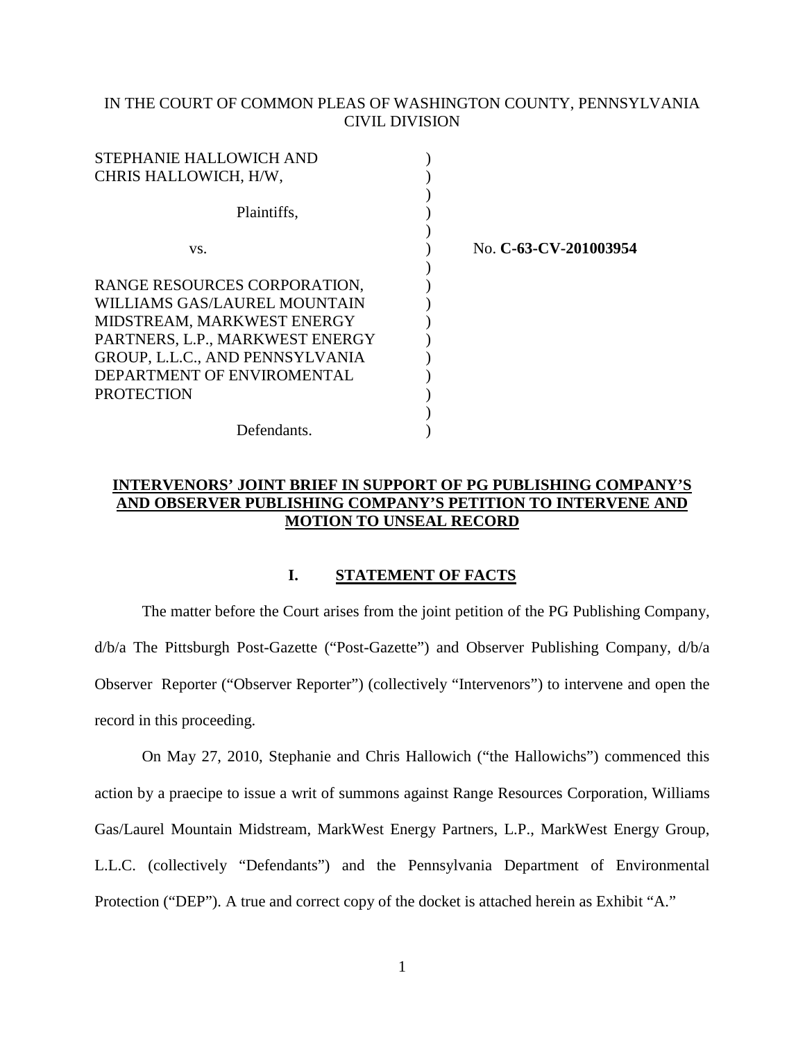IN THE COURT OF COMMON PLEAS OF WASHINGTON COUNTY, PENNSYLVANIA
CIVIL DIVISION

| | | |
|---|---|---|
| STEPHANIE HALLOWICH AND CHRIS HALLOWICH, H/W, | ) | |
| Plaintiffs, | ) | |
| vs. | ) | No. **C-63-CV-201003954** |
| RANGE RESOURCES CORPORATION, WILLIAMS GAS/LAUREL MOUNTAIN MIDSTREAM, MARKWEST ENERGY PARTNERS, L.P., MARKWEST ENERGY GROUP, L.L.C., AND PENNSYLVANIA DEPARTMENT OF ENVIROMENTAL PROTECTION | ) | |
| Defendants. | ) | |

**INTERVENORS' JOINT BRIEF IN SUPPORT OF PG PUBLISHING COMPANY'S AND OBSERVER PUBLISHING COMPANY'S PETITION TO INTERVENE AND MOTION TO UNSEAL RECORD**

## I. STATEMENT OF FACTS

The matter before the Court arises from the joint petition of the PG Publishing Company, d/b/a The Pittsburgh Post-Gazette ("Post-Gazette") and Observer Publishing Company, d/b/a Observer Reporter ("Observer Reporter") (collectively "Intervenors") to intervene and open the record in this proceeding.

On May 27, 2010, Stephanie and Chris Hallowich ("the Hallowichs") commenced this action by a praecipe to issue a writ of summons against Range Resources Corporation, Williams Gas/Laurel Mountain Midstream, MarkWest Energy Partners, L.P., MarkWest Energy Group, L.L.C. (collectively "Defendants") and the Pennsylvania Department of Environmental Protection ("DEP"). A true and correct copy of the docket is attached herein as Exhibit "A."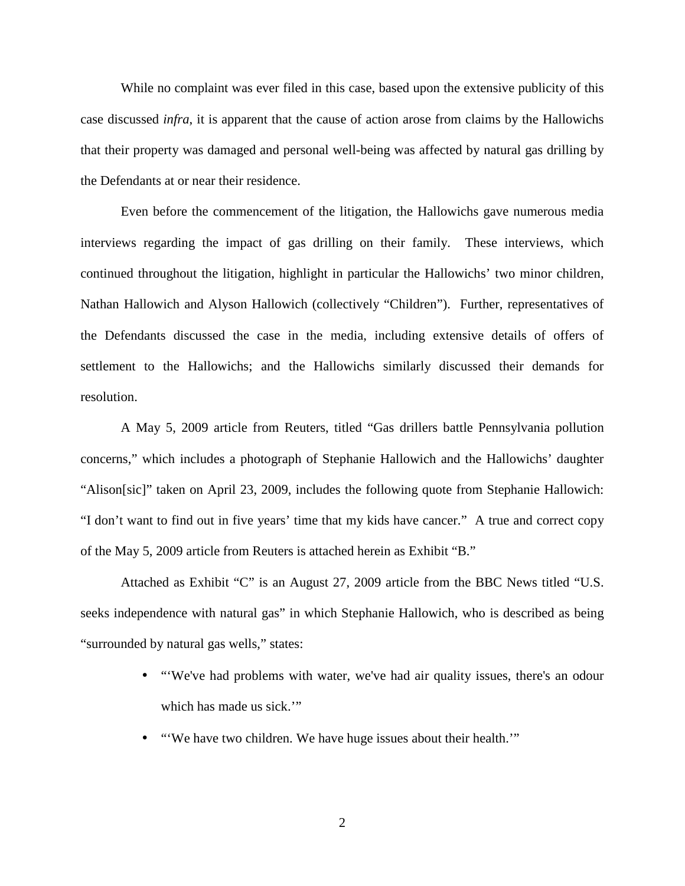While no complaint was ever filed in this case, based upon the extensive publicity of this case discussed *infra*, it is apparent that the cause of action arose from claims by the Hallowichs that their property was damaged and personal well-being was affected by natural gas drilling by the Defendants at or near their residence.

Even before the commencement of the litigation, the Hallowichs gave numerous media interviews regarding the impact of gas drilling on their family. These interviews, which continued throughout the litigation, highlight in particular the Hallowichs' two minor children, Nathan Hallowich and Alyson Hallowich (collectively "Children"). Further, representatives of the Defendants discussed the case in the media, including extensive details of offers of settlement to the Hallowichs; and the Hallowichs similarly discussed their demands for resolution.

A May 5, 2009 article from Reuters, titled "Gas drillers battle Pennsylvania pollution concerns," which includes a photograph of Stephanie Hallowich and the Hallowichs' daughter "Alison[sic]" taken on April 23, 2009, includes the following quote from Stephanie Hallowich: "I don't want to find out in five years' time that my kids have cancer." A true and correct copy of the May 5, 2009 article from Reuters is attached herein as Exhibit "B."

Attached as Exhibit "C" is an August 27, 2009 article from the BBC News titled "U.S. seeks independence with natural gas" in which Stephanie Hallowich, who is described as being "surrounded by natural gas wells," states:

- "'We've had problems with water, we've had air quality issues, there's an odour which has made us sick.'"
- "'We have two children. We have huge issues about their health.'"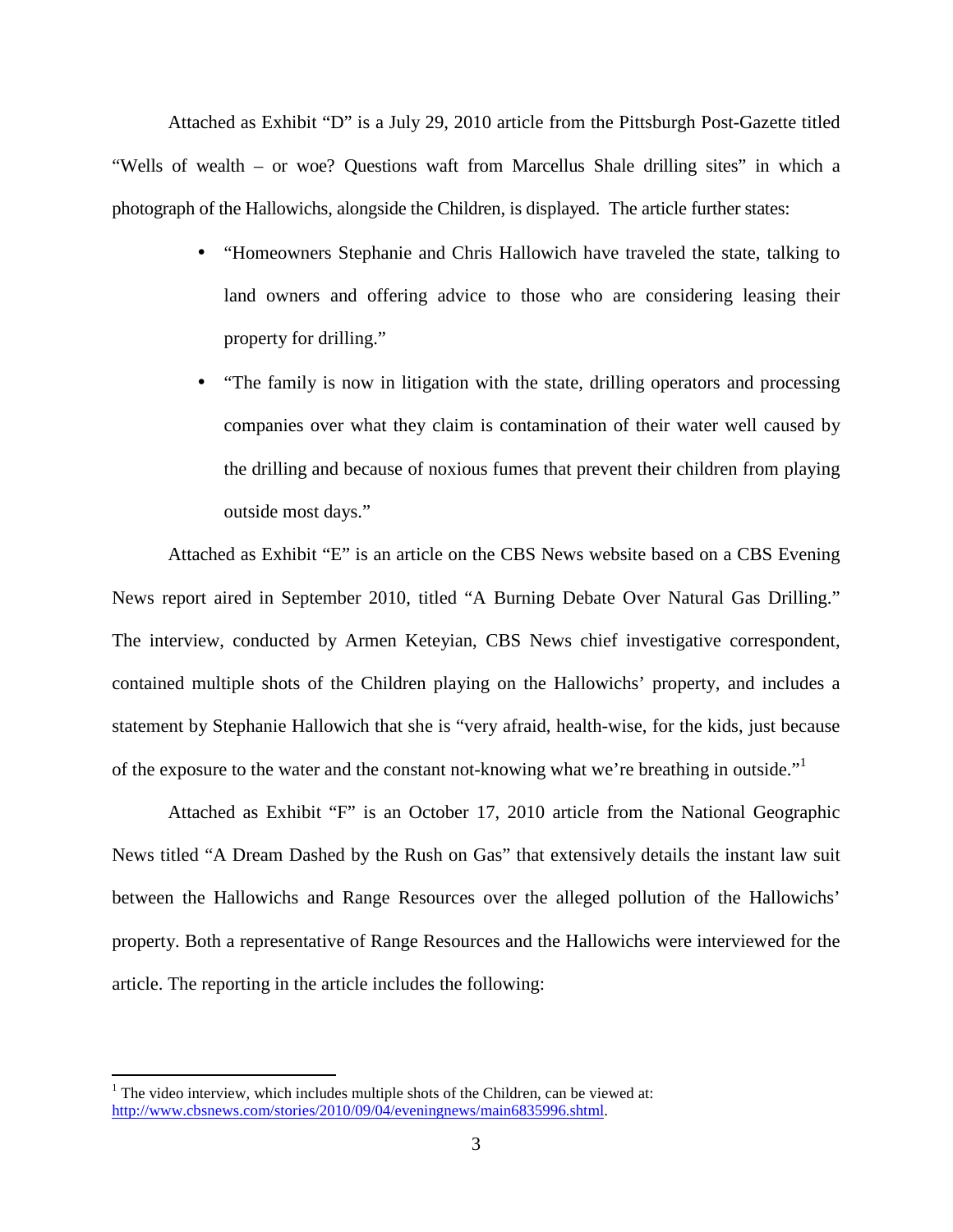Attached as Exhibit "D" is a July 29, 2010 article from the Pittsburgh Post-Gazette titled "Wells of wealth – or woe? Questions waft from Marcellus Shale drilling sites" in which a photograph of the Hallowichs, alongside the Children, is displayed. The article further states:

- "Homeowners Stephanie and Chris Hallowich have traveled the state, talking to land owners and offering advice to those who are considering leasing their property for drilling."
- "The family is now in litigation with the state, drilling operators and processing companies over what they claim is contamination of their water well caused by the drilling and because of noxious fumes that prevent their children from playing outside most days."

Attached as Exhibit "E" is an article on the CBS News website based on a CBS Evening News report aired in September 2010, titled "A Burning Debate Over Natural Gas Drilling." The interview, conducted by Armen Keteyian, CBS News chief investigative correspondent, contained multiple shots of the Children playing on the Hallowichs' property, and includes a statement by Stephanie Hallowich that she is "very afraid, health-wise, for the kids, just because of the exposure to the water and the constant not-knowing what we're breathing in outside."[1]

Attached as Exhibit "F" is an October 17, 2010 article from the National Geographic News titled "A Dream Dashed by the Rush on Gas" that extensively details the instant law suit between the Hallowichs and Range Resources over the alleged pollution of the Hallowichs' property. Both a representative of Range Resources and the Hallowichs were interviewed for the article. The reporting in the article includes the following:

---

[1] The video interview, which includes multiple shots of the Children, can be viewed at: http://www.cbsnews.com/stories/2010/09/04/eveningnews/main6835996.shtml.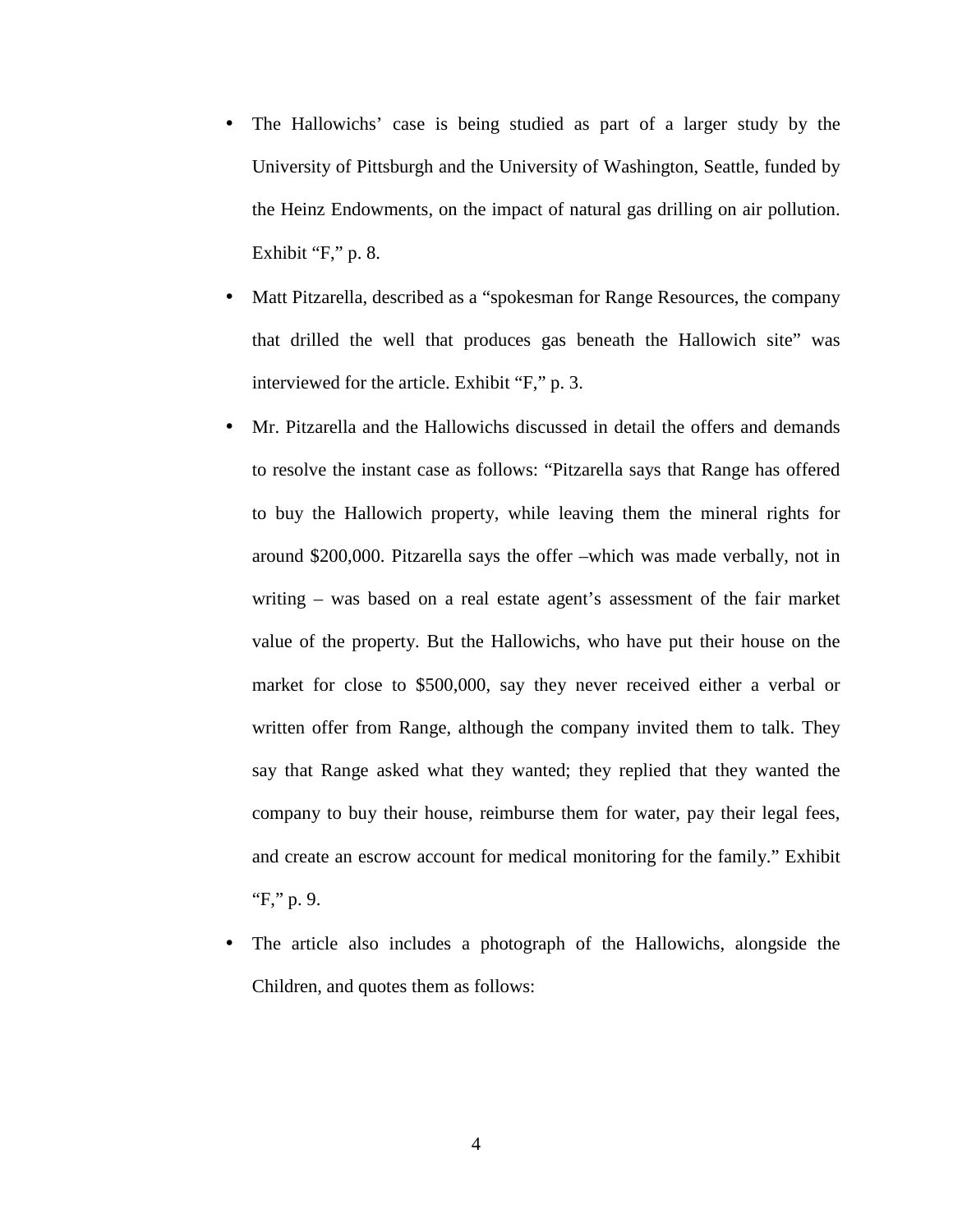- The Hallowichs' case is being studied as part of a larger study by the University of Pittsburgh and the University of Washington, Seattle, funded by the Heinz Endowments, on the impact of natural gas drilling on air pollution. Exhibit "F," p. 8.
- Matt Pitzarella, described as a "spokesman for Range Resources, the company that drilled the well that produces gas beneath the Hallowich site" was interviewed for the article. Exhibit "F," p. 3.
- Mr. Pitzarella and the Hallowichs discussed in detail the offers and demands to resolve the instant case as follows: "Pitzarella says that Range has offered to buy the Hallowich property, while leaving them the mineral rights for around $200,000. Pitzarella says the offer –which was made verbally, not in writing – was based on a real estate agent's assessment of the fair market value of the property. But the Hallowichs, who have put their house on the market for close to $500,000, say they never received either a verbal or written offer from Range, although the company invited them to talk. They say that Range asked what they wanted; they replied that they wanted the company to buy their house, reimburse them for water, pay their legal fees, and create an escrow account for medical monitoring for the family." Exhibit "F," p. 9.
- The article also includes a photograph of the Hallowichs, alongside the Children, and quotes them as follows: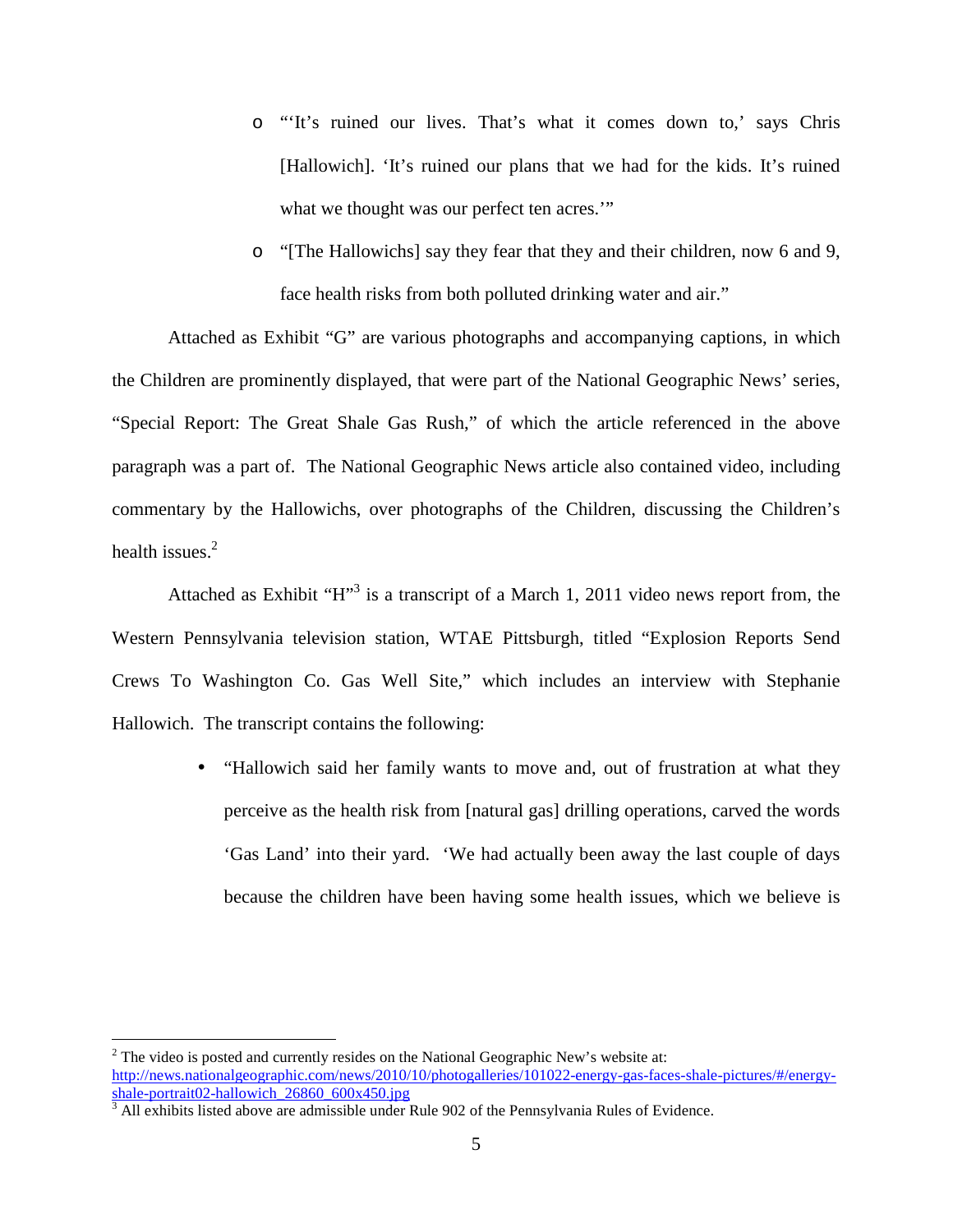- "'It's ruined our lives. That's what it comes down to,' says Chris [Hallowich]. 'It's ruined our plans that we had for the kids. It's ruined what we thought was our perfect ten acres.'"
- "[The Hallowichs] say they fear that they and their children, now 6 and 9, face health risks from both polluted drinking water and air."

Attached as Exhibit "G" are various photographs and accompanying captions, in which the Children are prominently displayed, that were part of the National Geographic News' series, "Special Report: The Great Shale Gas Rush," of which the article referenced in the above paragraph was a part of. The National Geographic News article also contained video, including commentary by the Hallowichs, over photographs of the Children, discussing the Children's health issues.[2]

Attached as Exhibit "H"[3] is a transcript of a March 1, 2011 video news report from, the Western Pennsylvania television station, WTAE Pittsburgh, titled "Explosion Reports Send Crews To Washington Co. Gas Well Site," which includes an interview with Stephanie Hallowich. The transcript contains the following:

- "Hallowich said her family wants to move and, out of frustration at what they perceive as the health risk from [natural gas] drilling operations, carved the words 'Gas Land' into their yard. 'We had actually been away the last couple of days because the children have been having some health issues, which we believe is

---

[2] The video is posted and currently resides on the National Geographic New's website at: http://news.nationalgeographic.com/news/2010/10/photogalleries/101022-energy-gas-faces-shale-pictures/#/energy-shale-portrait02-hallowich_26860_600x450.jpg

[3] All exhibits listed above are admissible under Rule 902 of the Pennsylvania Rules of Evidence.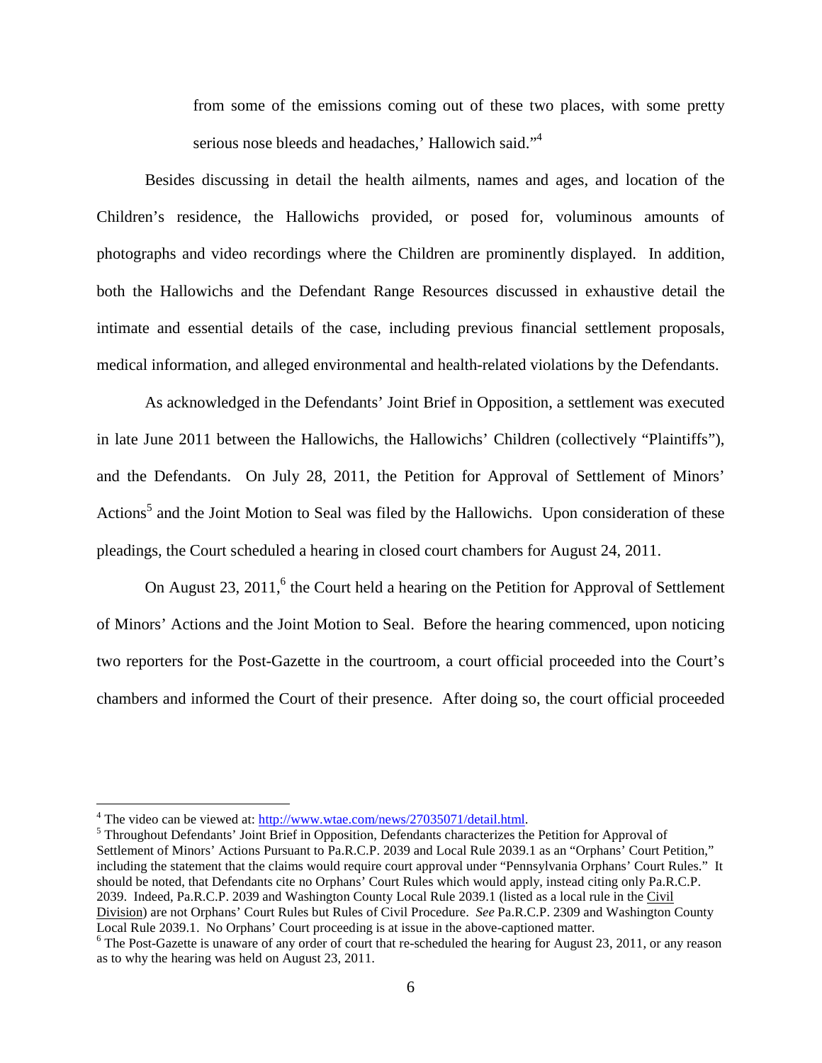from some of the emissions coming out of these two places, with some pretty serious nose bleeds and headaches,' Hallowich said."[4]

Besides discussing in detail the health ailments, names and ages, and location of the Children's residence, the Hallowichs provided, or posed for, voluminous amounts of photographs and video recordings where the Children are prominently displayed. In addition, both the Hallowichs and the Defendant Range Resources discussed in exhaustive detail the intimate and essential details of the case, including previous financial settlement proposals, medical information, and alleged environmental and health-related violations by the Defendants.

As acknowledged in the Defendants' Joint Brief in Opposition, a settlement was executed in late June 2011 between the Hallowichs, the Hallowichs' Children (collectively "Plaintiffs"), and the Defendants. On July 28, 2011, the Petition for Approval of Settlement of Minors' Actions[5] and the Joint Motion to Seal was filed by the Hallowichs. Upon consideration of these pleadings, the Court scheduled a hearing in closed court chambers for August 24, 2011.

On August 23, 2011,[6] the Court held a hearing on the Petition for Approval of Settlement of Minors' Actions and the Joint Motion to Seal. Before the hearing commenced, upon noticing two reporters for the Post-Gazette in the courtroom, a court official proceeded into the Court's chambers and informed the Court of their presence. After doing so, the court official proceeded

---

[4] The video can be viewed at: http://www.wtae.com/news/27035071/detail.html.

[5] Throughout Defendants' Joint Brief in Opposition, Defendants characterizes the Petition for Approval of Settlement of Minors' Actions Pursuant to Pa.R.C.P. 2039 and Local Rule 2039.1 as an "Orphans' Court Petition," including the statement that the claims would require court approval under "Pennsylvania Orphans' Court Rules." It should be noted, that Defendants cite no Orphans' Court Rules which would apply, instead citing only Pa.R.C.P. 2039. Indeed, Pa.R.C.P. 2039 and Washington County Local Rule 2039.1 (listed as a local rule in the Civil Division) are not Orphans' Court Rules but Rules of Civil Procedure. *See* Pa.R.C.P. 2309 and Washington County Local Rule 2039.1. No Orphans' Court proceeding is at issue in the above-captioned matter.

[6] The Post-Gazette is unaware of any order of court that re-scheduled the hearing for August 23, 2011, or any reason as to why the hearing was held on August 23, 2011.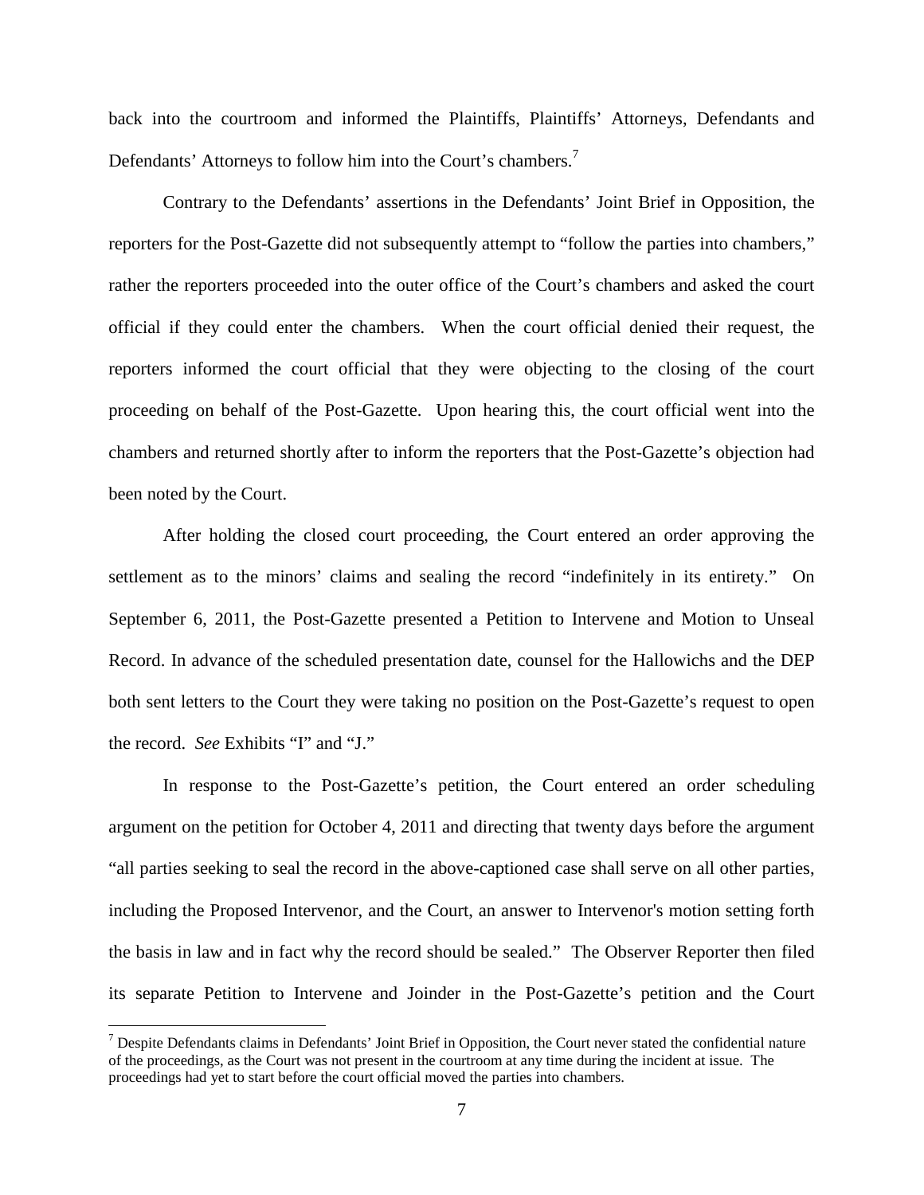back into the courtroom and informed the Plaintiffs, Plaintiffs' Attorneys, Defendants and Defendants' Attorneys to follow him into the Court's chambers.[7]

Contrary to the Defendants' assertions in the Defendants' Joint Brief in Opposition, the reporters for the Post-Gazette did not subsequently attempt to "follow the parties into chambers," rather the reporters proceeded into the outer office of the Court's chambers and asked the court official if they could enter the chambers. When the court official denied their request, the reporters informed the court official that they were objecting to the closing of the court proceeding on behalf of the Post-Gazette. Upon hearing this, the court official went into the chambers and returned shortly after to inform the reporters that the Post-Gazette's objection had been noted by the Court.

After holding the closed court proceeding, the Court entered an order approving the settlement as to the minors' claims and sealing the record "indefinitely in its entirety." On September 6, 2011, the Post-Gazette presented a Petition to Intervene and Motion to Unseal Record. In advance of the scheduled presentation date, counsel for the Hallowichs and the DEP both sent letters to the Court they were taking no position on the Post-Gazette's request to open the record. *See* Exhibits "I" and "J."

In response to the Post-Gazette's petition, the Court entered an order scheduling argument on the petition for October 4, 2011 and directing that twenty days before the argument "all parties seeking to seal the record in the above-captioned case shall serve on all other parties, including the Proposed Intervenor, and the Court, an answer to Intervenor's motion setting forth the basis in law and in fact why the record should be sealed." The Observer Reporter then filed its separate Petition to Intervene and Joinder in the Post-Gazette's petition and the Court

[7] Despite Defendants claims in Defendants' Joint Brief in Opposition, the Court never stated the confidential nature of the proceedings, as the Court was not present in the courtroom at any time during the incident at issue. The proceedings had yet to start before the court official moved the parties into chambers.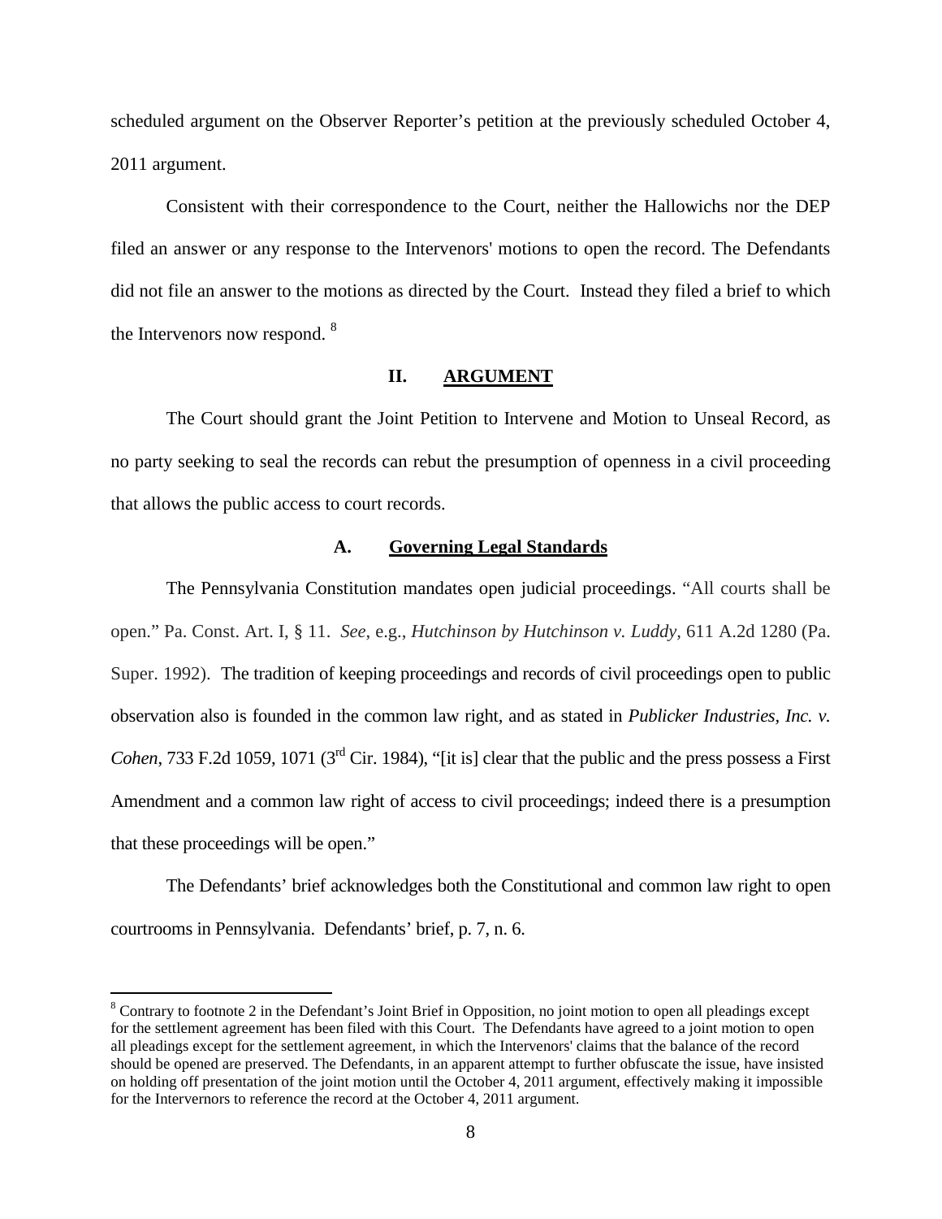scheduled argument on the Observer Reporter's petition at the previously scheduled October 4, 2011 argument.

Consistent with their correspondence to the Court, neither the Hallowichs nor the DEP filed an answer or any response to the Intervenors' motions to open the record. The Defendants did not file an answer to the motions as directed by the Court. Instead they filed a brief to which the Intervenors now respond. [8]

## II. ARGUMENT

The Court should grant the Joint Petition to Intervene and Motion to Unseal Record, as no party seeking to seal the records can rebut the presumption of openness in a civil proceeding that allows the public access to court records.

### A. Governing Legal Standards

The Pennsylvania Constitution mandates open judicial proceedings. "All courts shall be open." Pa. Const. Art. I, § 11. *See*, e.g., *Hutchinson by Hutchinson v. Luddy*, 611 A.2d 1280 (Pa. Super. 1992). The tradition of keeping proceedings and records of civil proceedings open to public observation also is founded in the common law right, and as stated in *Publicker Industries, Inc. v. Cohen*, 733 F.2d 1059, 1071 (3rd Cir. 1984), "[it is] clear that the public and the press possess a First Amendment and a common law right of access to civil proceedings; indeed there is a presumption that these proceedings will be open."

The Defendants' brief acknowledges both the Constitutional and common law right to open courtrooms in Pennsylvania. Defendants' brief, p. 7, n. 6.

---

[8] Contrary to footnote 2 in the Defendant's Joint Brief in Opposition, no joint motion to open all pleadings except for the settlement agreement has been filed with this Court. The Defendants have agreed to a joint motion to open all pleadings except for the settlement agreement, in which the Intervenors' claims that the balance of the record should be opened are preserved. The Defendants, in an apparent attempt to further obfuscate the issue, have insisted on holding off presentation of the joint motion until the October 4, 2011 argument, effectively making it impossible for the Intervernors to reference the record at the October 4, 2011 argument.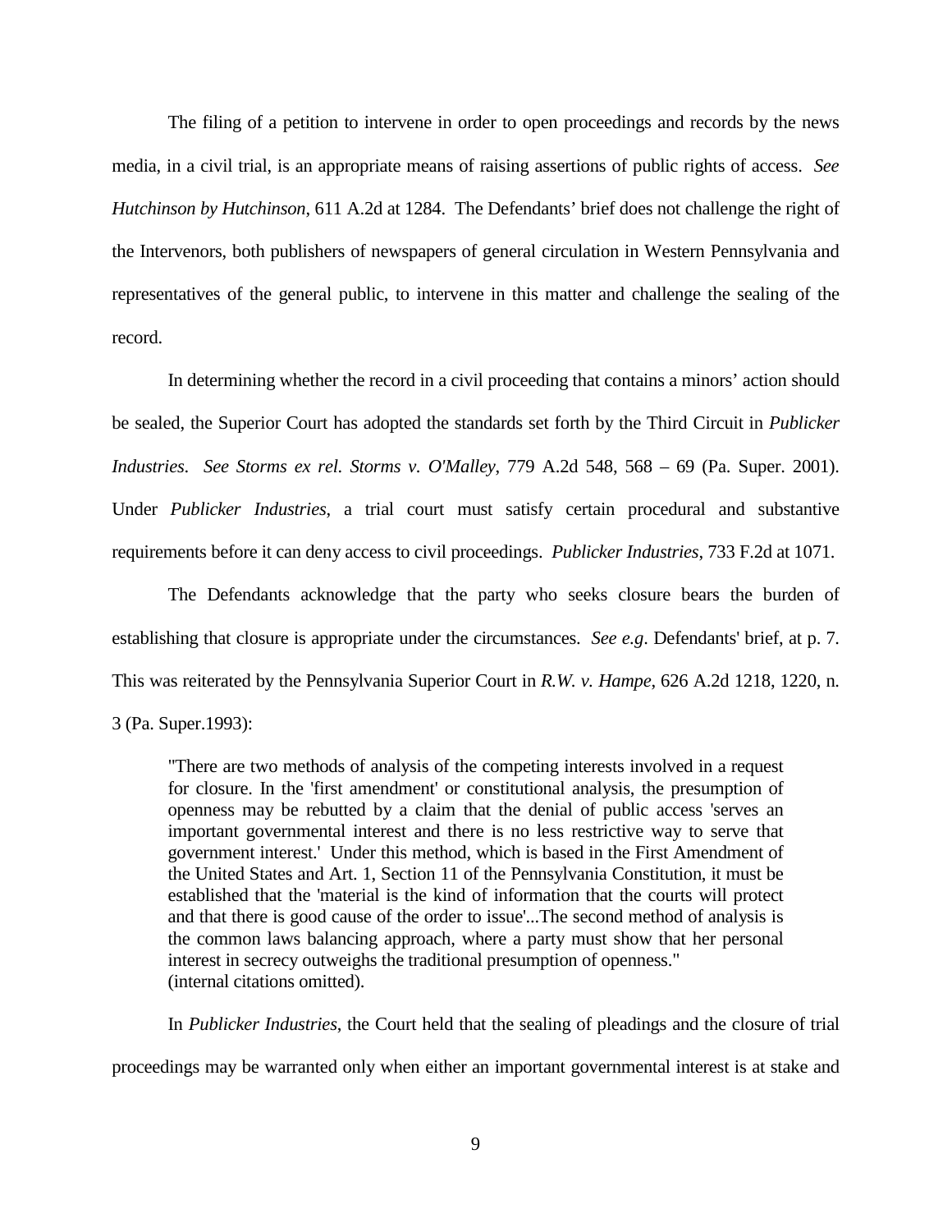The filing of a petition to intervene in order to open proceedings and records by the news media, in a civil trial, is an appropriate means of raising assertions of public rights of access. *See Hutchinson by Hutchinson*, 611 A.2d at 1284. The Defendants' brief does not challenge the right of the Intervenors, both publishers of newspapers of general circulation in Western Pennsylvania and representatives of the general public, to intervene in this matter and challenge the sealing of the record.

In determining whether the record in a civil proceeding that contains a minors' action should be sealed, the Superior Court has adopted the standards set forth by the Third Circuit in *Publicker Industries*. *See Storms ex rel. Storms v. O'Malley*, 779 A.2d 548, 568 – 69 (Pa. Super. 2001). Under *Publicker Industries*, a trial court must satisfy certain procedural and substantive requirements before it can deny access to civil proceedings. *Publicker Industries*, 733 F.2d at 1071.

The Defendants acknowledge that the party who seeks closure bears the burden of establishing that closure is appropriate under the circumstances. *See e.g*. Defendants' brief, at p. 7. This was reiterated by the Pennsylvania Superior Court in *R.W. v. Hampe*, 626 A.2d 1218, 1220, n. 3 (Pa. Super.1993):

> "There are two methods of analysis of the competing interests involved in a request for closure. In the 'first amendment' or constitutional analysis, the presumption of openness may be rebutted by a claim that the denial of public access 'serves an important governmental interest and there is no less restrictive way to serve that government interest.' Under this method, which is based in the First Amendment of the United States and Art. 1, Section 11 of the Pennsylvania Constitution, it must be established that the 'material is the kind of information that the courts will protect and that there is good cause of the order to issue'...The second method of analysis is the common laws balancing approach, where a party must show that her personal interest in secrecy outweighs the traditional presumption of openness."
> (internal citations omitted).

In *Publicker Industries*, the Court held that the sealing of pleadings and the closure of trial proceedings may be warranted only when either an important governmental interest is at stake and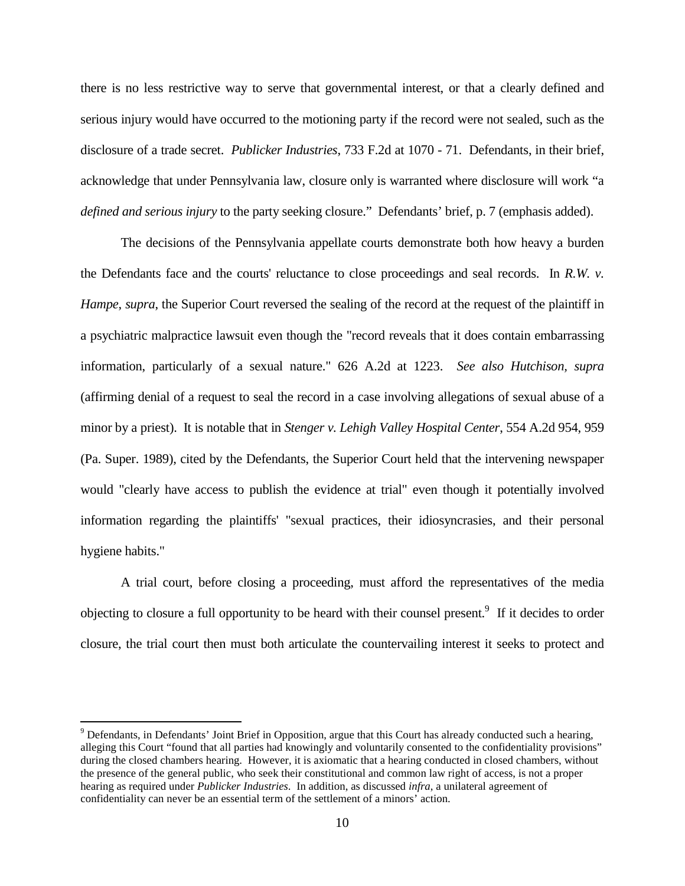there is no less restrictive way to serve that governmental interest, or that a clearly defined and serious injury would have occurred to the motioning party if the record were not sealed, such as the disclosure of a trade secret. *Publicker Industries*, 733 F.2d at 1070 - 71. Defendants, in their brief, acknowledge that under Pennsylvania law, closure only is warranted where disclosure will work "a *defined and serious injury* to the party seeking closure." Defendants' brief, p. 7 (emphasis added).

The decisions of the Pennsylvania appellate courts demonstrate both how heavy a burden the Defendants face and the courts' reluctance to close proceedings and seal records. In *R.W. v. Hampe*, *supra*, the Superior Court reversed the sealing of the record at the request of the plaintiff in a psychiatric malpractice lawsuit even though the "record reveals that it does contain embarrassing information, particularly of a sexual nature." 626 A.2d at 1223. *See also Hutchison*, *supra* (affirming denial of a request to seal the record in a case involving allegations of sexual abuse of a minor by a priest). It is notable that in *Stenger v. Lehigh Valley Hospital Center*, 554 A.2d 954, 959 (Pa. Super. 1989), cited by the Defendants, the Superior Court held that the intervening newspaper would "clearly have access to publish the evidence at trial" even though it potentially involved information regarding the plaintiffs' "sexual practices, their idiosyncrasies, and their personal hygiene habits."

A trial court, before closing a proceeding, must afford the representatives of the media objecting to closure a full opportunity to be heard with their counsel present.[9] If it decides to order closure, the trial court then must both articulate the countervailing interest it seeks to protect and

[9] Defendants, in Defendants' Joint Brief in Opposition, argue that this Court has already conducted such a hearing, alleging this Court "found that all parties had knowingly and voluntarily consented to the confidentiality provisions" during the closed chambers hearing. However, it is axiomatic that a hearing conducted in closed chambers, without the presence of the general public, who seek their constitutional and common law right of access, is not a proper hearing as required under *Publicker Industries*. In addition, as discussed *infra*, a unilateral agreement of confidentiality can never be an essential term of the settlement of a minors' action.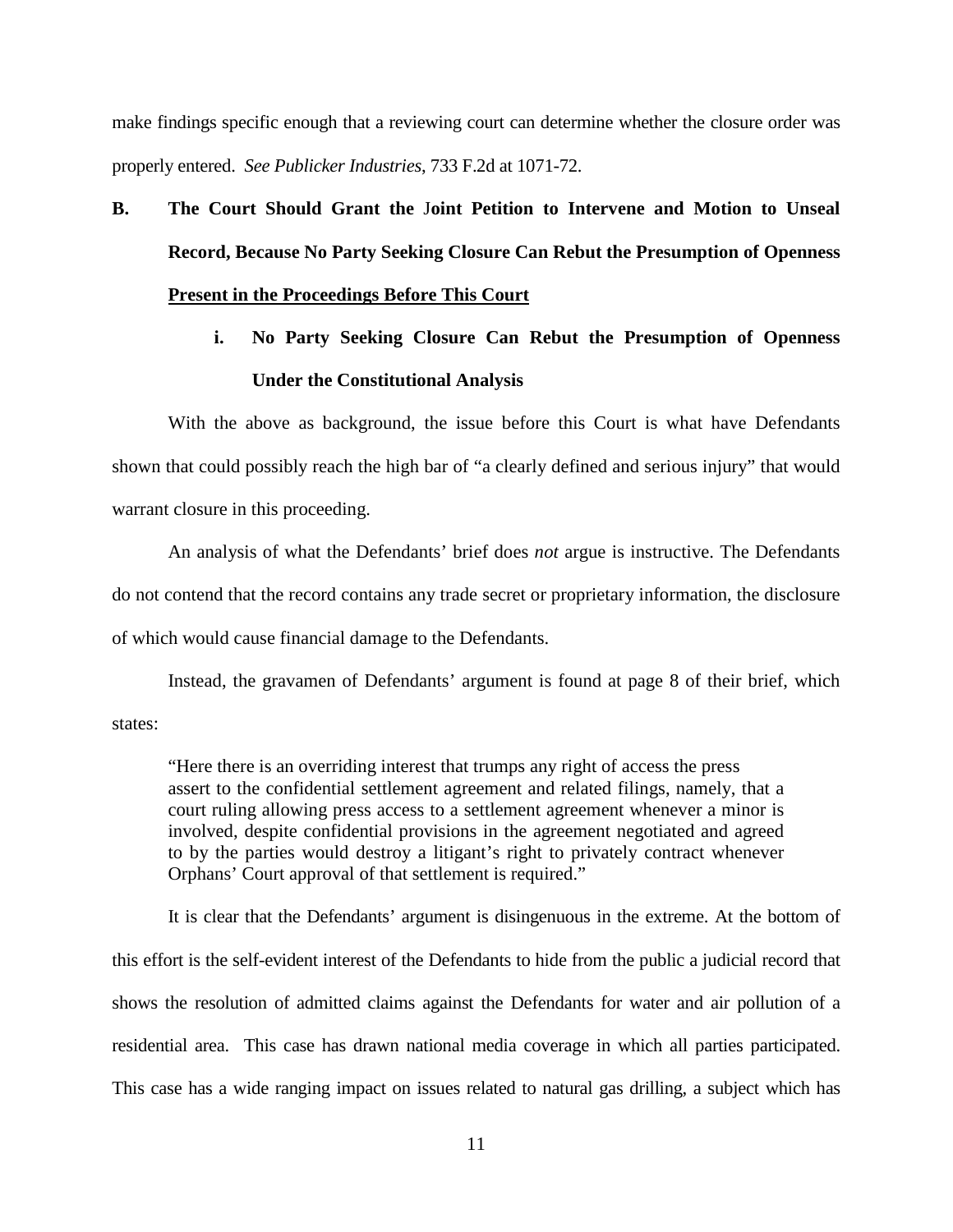make findings specific enough that a reviewing court can determine whether the closure order was properly entered. *See Publicker Industries*, 733 F.2d at 1071-72.

## B. The Court Should Grant the Joint Petition to Intervene and Motion to Unseal Record, Because No Party Seeking Closure Can Rebut the Presumption of Openness <u>Present in the Proceedings Before This Court</u>

### i. No Party Seeking Closure Can Rebut the Presumption of Openness Under the Constitutional Analysis

With the above as background, the issue before this Court is what have Defendants shown that could possibly reach the high bar of "a clearly defined and serious injury" that would warrant closure in this proceeding.

An analysis of what the Defendants' brief does *not* argue is instructive. The Defendants do not contend that the record contains any trade secret or proprietary information, the disclosure of which would cause financial damage to the Defendants.

Instead, the gravamen of Defendants' argument is found at page 8 of their brief, which states:

> "Here there is an overriding interest that trumps any right of access the press assert to the confidential settlement agreement and related filings, namely, that a court ruling allowing press access to a settlement agreement whenever a minor is involved, despite confidential provisions in the agreement negotiated and agreed to by the parties would destroy a litigant's right to privately contract whenever Orphans' Court approval of that settlement is required."

It is clear that the Defendants' argument is disingenuous in the extreme. At the bottom of this effort is the self-evident interest of the Defendants to hide from the public a judicial record that shows the resolution of admitted claims against the Defendants for water and air pollution of a residential area. This case has drawn national media coverage in which all parties participated. This case has a wide ranging impact on issues related to natural gas drilling, a subject which has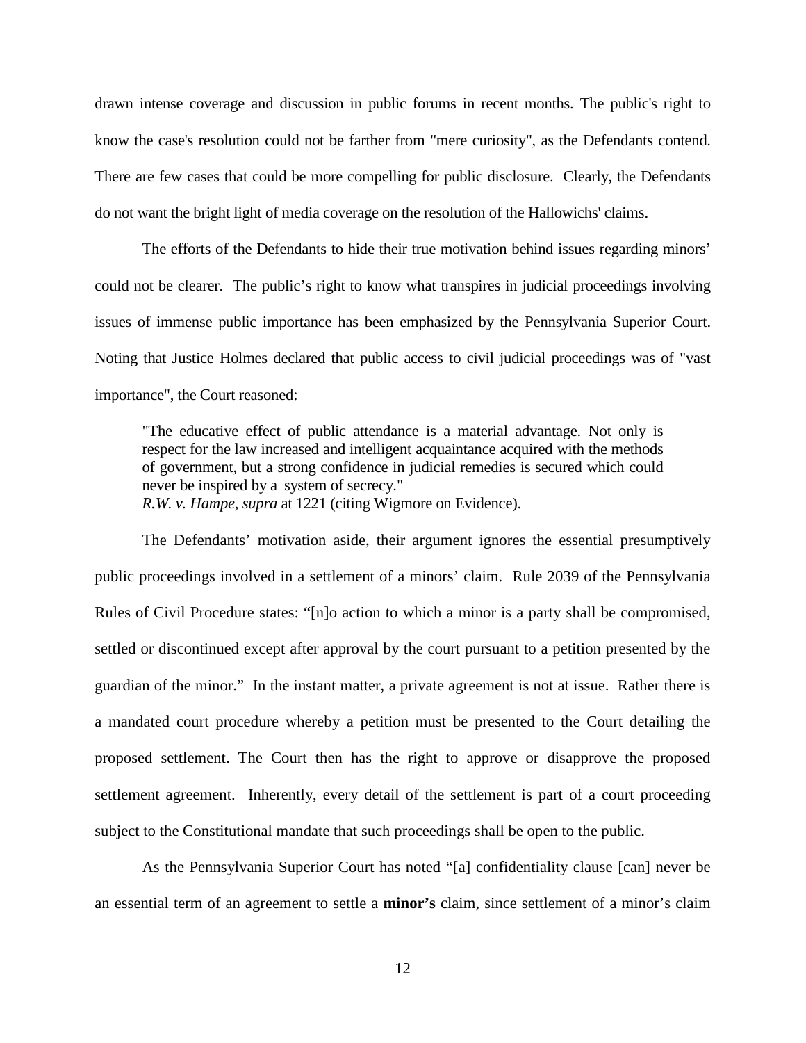drawn intense coverage and discussion in public forums in recent months. The public's right to know the case's resolution could not be farther from "mere curiosity", as the Defendants contend. There are few cases that could be more compelling for public disclosure. Clearly, the Defendants do not want the bright light of media coverage on the resolution of the Hallowichs' claims.

The efforts of the Defendants to hide their true motivation behind issues regarding minors' could not be clearer. The public's right to know what transpires in judicial proceedings involving issues of immense public importance has been emphasized by the Pennsylvania Superior Court. Noting that Justice Holmes declared that public access to civil judicial proceedings was of "vast importance", the Court reasoned:

> "The educative effect of public attendance is a material advantage. Not only is respect for the law increased and intelligent acquaintance acquired with the methods of government, but a strong confidence in judicial remedies is secured which could never be inspired by a system of secrecy."
> *R.W. v. Hampe*, *supra* at 1221 (citing Wigmore on Evidence).

The Defendants' motivation aside, their argument ignores the essential presumptively public proceedings involved in a settlement of a minors' claim. Rule 2039 of the Pennsylvania Rules of Civil Procedure states: "[n]o action to which a minor is a party shall be compromised, settled or discontinued except after approval by the court pursuant to a petition presented by the guardian of the minor." In the instant matter, a private agreement is not at issue. Rather there is a mandated court procedure whereby a petition must be presented to the Court detailing the proposed settlement. The Court then has the right to approve or disapprove the proposed settlement agreement. Inherently, every detail of the settlement is part of a court proceeding subject to the Constitutional mandate that such proceedings shall be open to the public.

As the Pennsylvania Superior Court has noted "[a] confidentiality clause [can] never be an essential term of an agreement to settle a **minor's** claim, since settlement of a minor's claim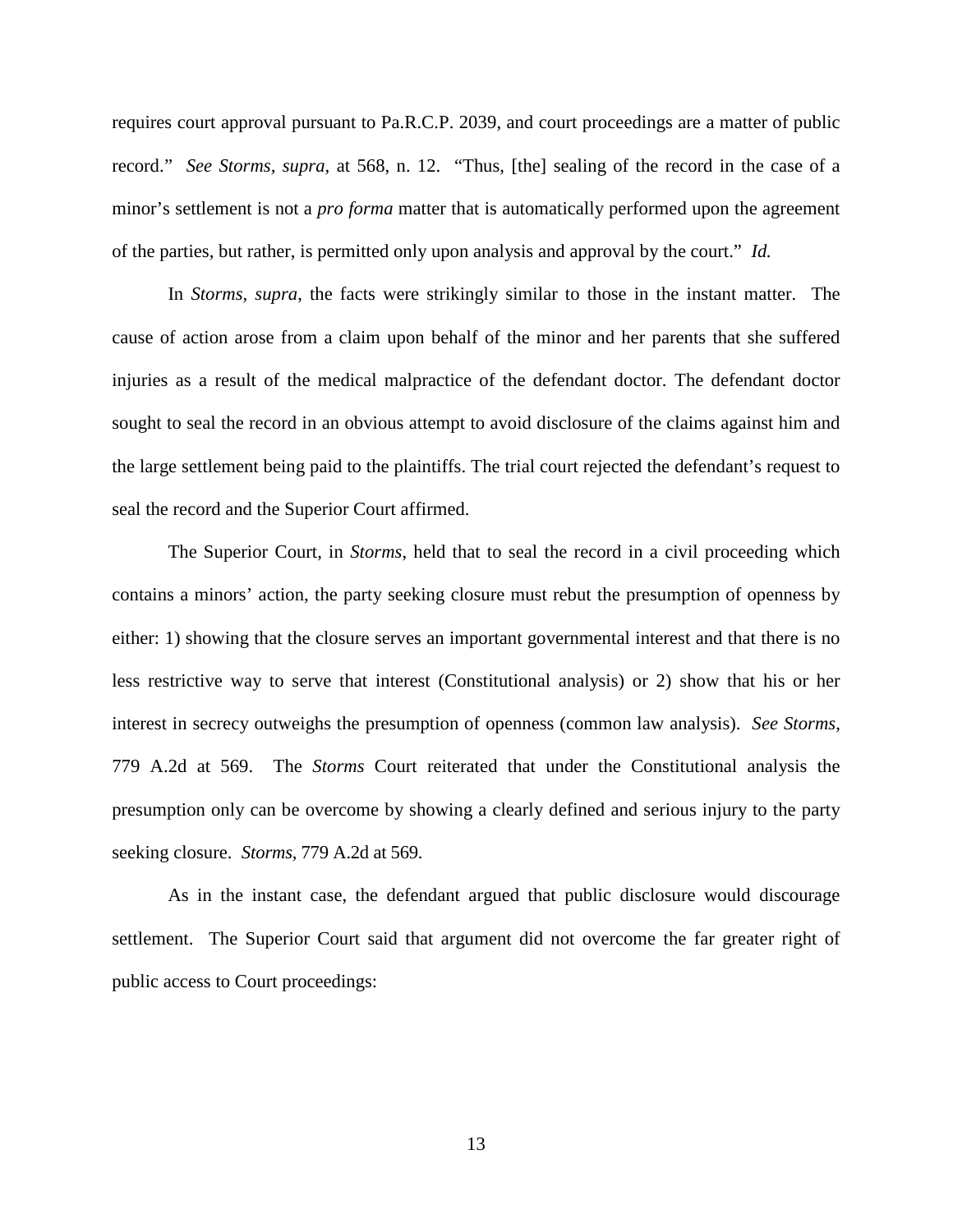requires court approval pursuant to Pa.R.C.P. 2039, and court proceedings are a matter of public record." *See Storms*, *supra*, at 568, n. 12. "Thus, [the] sealing of the record in the case of a minor's settlement is not a *pro forma* matter that is automatically performed upon the agreement of the parties, but rather, is permitted only upon analysis and approval by the court." *Id.*

In *Storms*, *supra*, the facts were strikingly similar to those in the instant matter. The cause of action arose from a claim upon behalf of the minor and her parents that she suffered injuries as a result of the medical malpractice of the defendant doctor. The defendant doctor sought to seal the record in an obvious attempt to avoid disclosure of the claims against him and the large settlement being paid to the plaintiffs. The trial court rejected the defendant's request to seal the record and the Superior Court affirmed.

The Superior Court, in *Storms*, held that to seal the record in a civil proceeding which contains a minors' action, the party seeking closure must rebut the presumption of openness by either: 1) showing that the closure serves an important governmental interest and that there is no less restrictive way to serve that interest (Constitutional analysis) or 2) show that his or her interest in secrecy outweighs the presumption of openness (common law analysis). *See Storms*, 779 A.2d at 569. The *Storms* Court reiterated that under the Constitutional analysis the presumption only can be overcome by showing a clearly defined and serious injury to the party seeking closure. *Storms*, 779 A.2d at 569.

As in the instant case, the defendant argued that public disclosure would discourage settlement. The Superior Court said that argument did not overcome the far greater right of public access to Court proceedings: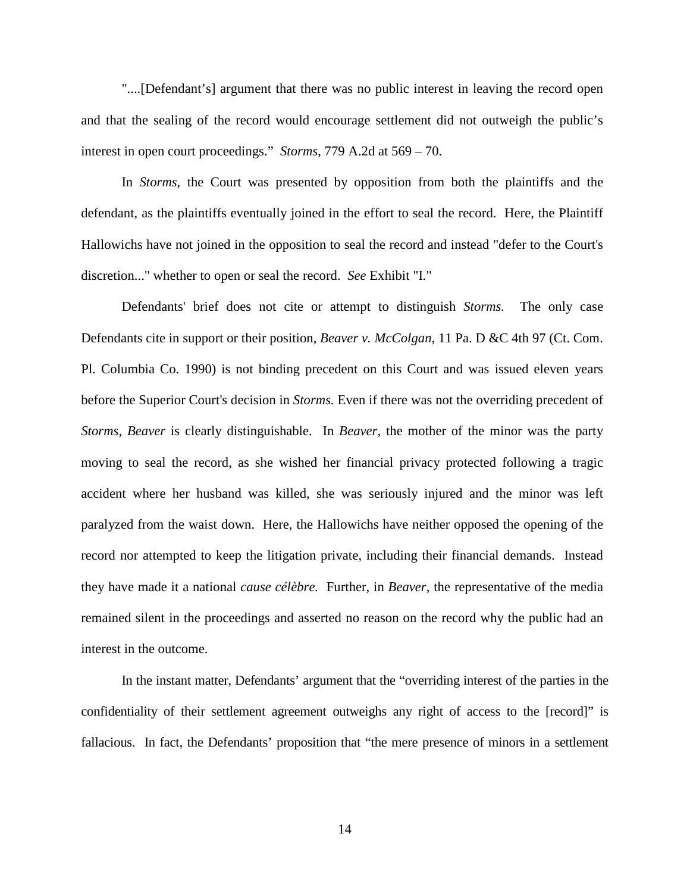"....[Defendant's] argument that there was no public interest in leaving the record open and that the sealing of the record would encourage settlement did not outweigh the public's interest in open court proceedings." *Storms*, 779 A.2d at 569 – 70.

In *Storms*, the Court was presented by opposition from both the plaintiffs and the defendant, as the plaintiffs eventually joined in the effort to seal the record. Here, the Plaintiff Hallowichs have not joined in the opposition to seal the record and instead "defer to the Court's discretion..." whether to open or seal the record. *See* Exhibit "I."

Defendants' brief does not cite or attempt to distinguish *Storms.* The only case Defendants cite in support or their position, *Beaver v. McColgan*, 11 Pa. D &C 4th 97 (Ct. Com. Pl. Columbia Co. 1990) is not binding precedent on this Court and was issued eleven years before the Superior Court's decision in *Storms.* Even if there was not the overriding precedent of *Storms*, *Beaver* is clearly distinguishable. In *Beaver*, the mother of the minor was the party moving to seal the record, as she wished her financial privacy protected following a tragic accident where her husband was killed, she was seriously injured and the minor was left paralyzed from the waist down. Here, the Hallowichs have neither opposed the opening of the record nor attempted to keep the litigation private, including their financial demands. Instead they have made it a national *cause célèbre.* Further, in *Beaver*, the representative of the media remained silent in the proceedings and asserted no reason on the record why the public had an interest in the outcome.

In the instant matter, Defendants' argument that the "overriding interest of the parties in the confidentiality of their settlement agreement outweighs any right of access to the [record]" is fallacious. In fact, the Defendants' proposition that "the mere presence of minors in a settlement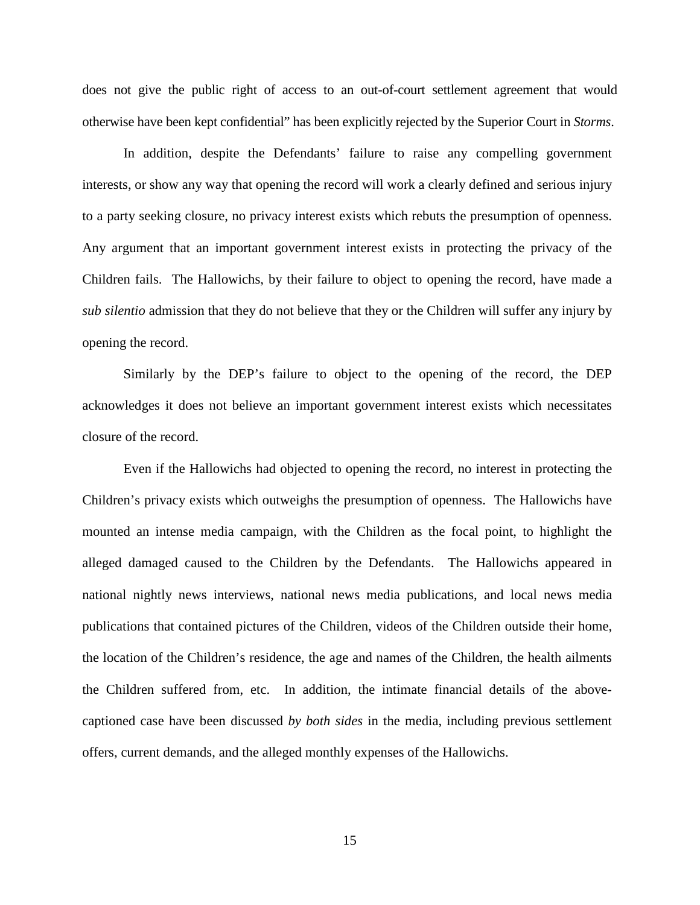does not give the public right of access to an out-of-court settlement agreement that would otherwise have been kept confidential" has been explicitly rejected by the Superior Court in *Storms*.

In addition, despite the Defendants' failure to raise any compelling government interests, or show any way that opening the record will work a clearly defined and serious injury to a party seeking closure, no privacy interest exists which rebuts the presumption of openness. Any argument that an important government interest exists in protecting the privacy of the Children fails. The Hallowichs, by their failure to object to opening the record, have made a *sub silentio* admission that they do not believe that they or the Children will suffer any injury by opening the record.

Similarly by the DEP's failure to object to the opening of the record, the DEP acknowledges it does not believe an important government interest exists which necessitates closure of the record.

Even if the Hallowichs had objected to opening the record, no interest in protecting the Children's privacy exists which outweighs the presumption of openness. The Hallowichs have mounted an intense media campaign, with the Children as the focal point, to highlight the alleged damaged caused to the Children by the Defendants. The Hallowichs appeared in national nightly news interviews, national news media publications, and local news media publications that contained pictures of the Children, videos of the Children outside their home, the location of the Children's residence, the age and names of the Children, the health ailments the Children suffered from, etc. In addition, the intimate financial details of the above-captioned case have been discussed *by both sides* in the media, including previous settlement offers, current demands, and the alleged monthly expenses of the Hallowichs.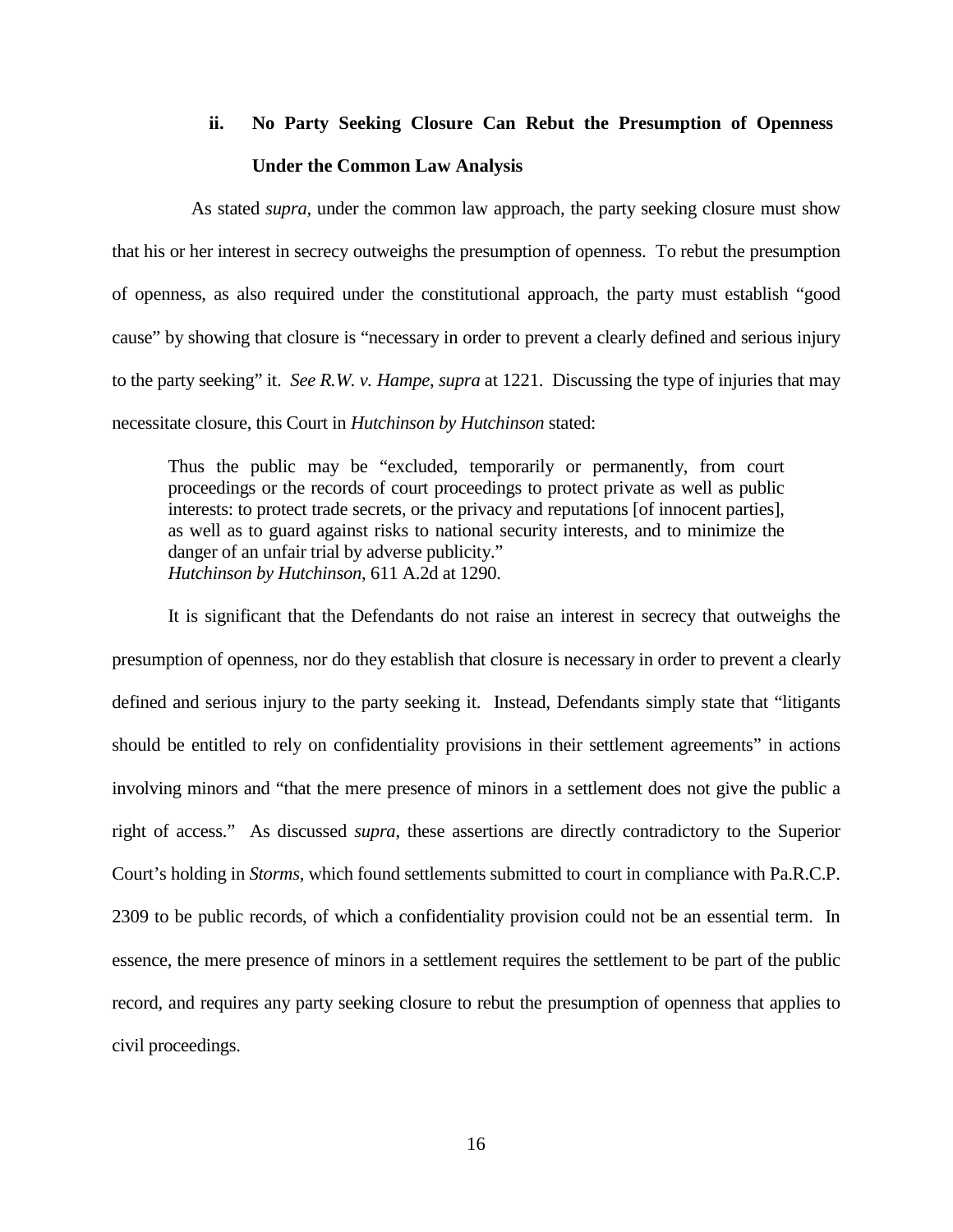### ii. No Party Seeking Closure Can Rebut the Presumption of Openness Under the Common Law Analysis

As stated *supra*, under the common law approach, the party seeking closure must show that his or her interest in secrecy outweighs the presumption of openness. To rebut the presumption of openness, as also required under the constitutional approach, the party must establish "good cause" by showing that closure is "necessary in order to prevent a clearly defined and serious injury to the party seeking" it. *See R.W. v. Hampe*, *supra* at 1221. Discussing the type of injuries that may necessitate closure, this Court in *Hutchinson by Hutchinson* stated:

> Thus the public may be "excluded, temporarily or permanently, from court proceedings or the records of court proceedings to protect private as well as public interests: to protect trade secrets, or the privacy and reputations [of innocent parties], as well as to guard against risks to national security interests, and to minimize the danger of an unfair trial by adverse publicity."
> *Hutchinson by Hutchinson*, 611 A.2d at 1290.

It is significant that the Defendants do not raise an interest in secrecy that outweighs the presumption of openness, nor do they establish that closure is necessary in order to prevent a clearly defined and serious injury to the party seeking it. Instead, Defendants simply state that "litigants should be entitled to rely on confidentiality provisions in their settlement agreements" in actions involving minors and "that the mere presence of minors in a settlement does not give the public a right of access." As discussed *supra*, these assertions are directly contradictory to the Superior Court's holding in *Storms*, which found settlements submitted to court in compliance with Pa.R.C.P. 2309 to be public records, of which a confidentiality provision could not be an essential term. In essence, the mere presence of minors in a settlement requires the settlement to be part of the public record, and requires any party seeking closure to rebut the presumption of openness that applies to civil proceedings.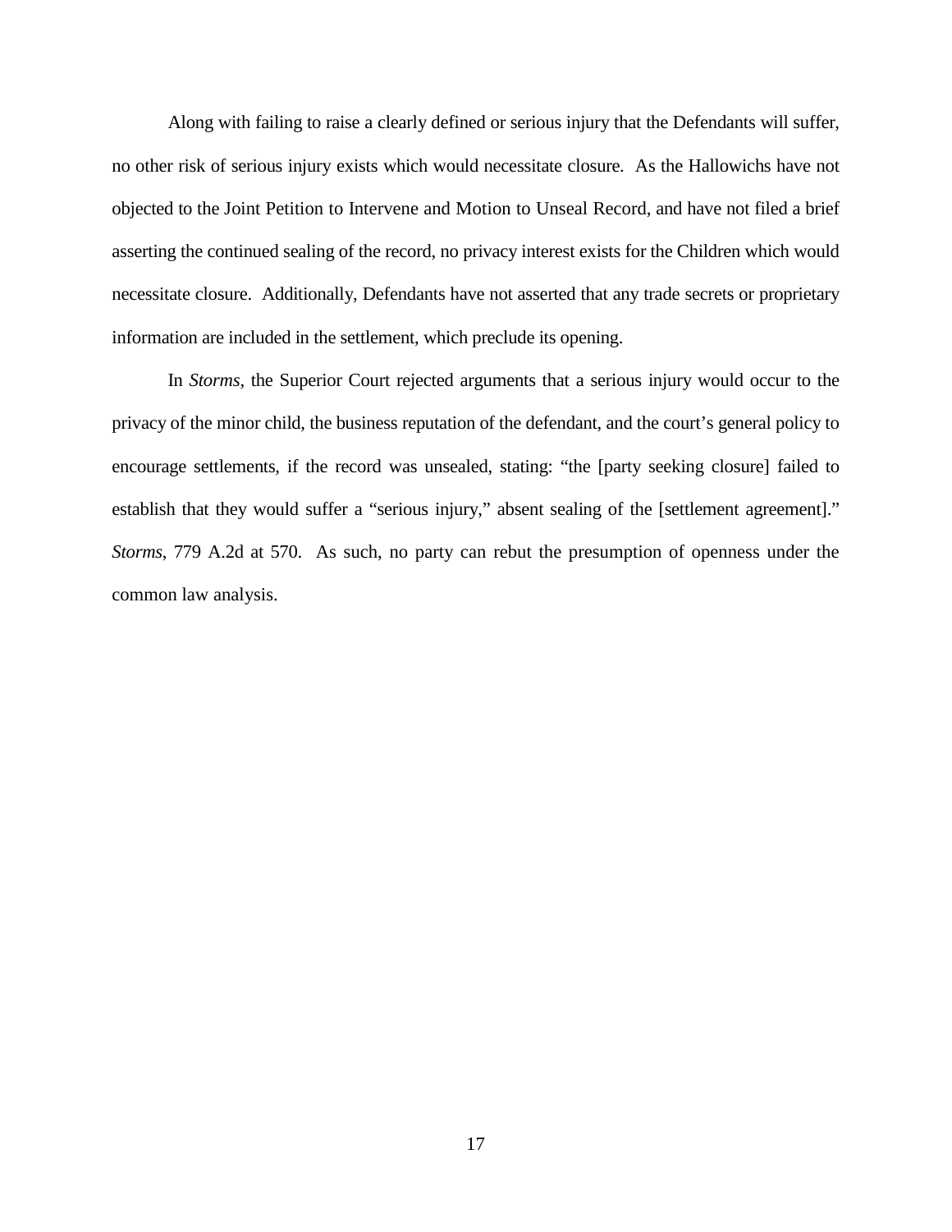Along with failing to raise a clearly defined or serious injury that the Defendants will suffer, no other risk of serious injury exists which would necessitate closure. As the Hallowichs have not objected to the Joint Petition to Intervene and Motion to Unseal Record, and have not filed a brief asserting the continued sealing of the record, no privacy interest exists for the Children which would necessitate closure. Additionally, Defendants have not asserted that any trade secrets or proprietary information are included in the settlement, which preclude its opening.

In *Storms*, the Superior Court rejected arguments that a serious injury would occur to the privacy of the minor child, the business reputation of the defendant, and the court's general policy to encourage settlements, if the record was unsealed, stating: "the [party seeking closure] failed to establish that they would suffer a "serious injury," absent sealing of the [settlement agreement]." *Storms*, 779 A.2d at 570. As such, no party can rebut the presumption of openness under the common law analysis.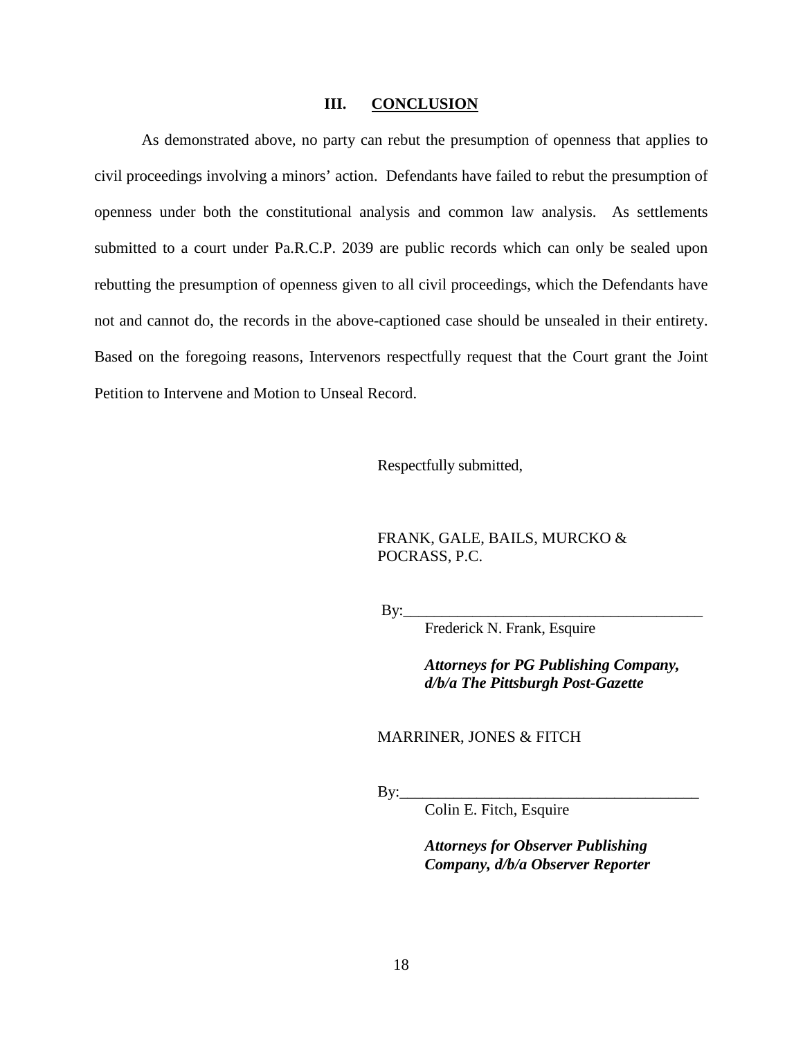## III. CONCLUSION

As demonstrated above, no party can rebut the presumption of openness that applies to civil proceedings involving a minors' action. Defendants have failed to rebut the presumption of openness under both the constitutional analysis and common law analysis. As settlements submitted to a court under Pa.R.C.P. 2039 are public records which can only be sealed upon rebutting the presumption of openness given to all civil proceedings, which the Defendants have not and cannot do, the records in the above-captioned case should be unsealed in their entirety. Based on the foregoing reasons, Intervenors respectfully request that the Court grant the Joint Petition to Intervene and Motion to Unseal Record.

Respectfully submitted,

FRANK, GALE, BAILS, MURCKO & POCRASS, P.C.

By:_______________________________________
Frederick N. Frank, Esquire

***Attorneys for PG Publishing Company, d/b/a The Pittsburgh Post-Gazette***

MARRINER, JONES & FITCH

By:_______________________________________
Colin E. Fitch, Esquire

***Attorneys for Observer Publishing Company, d/b/a Observer Reporter***